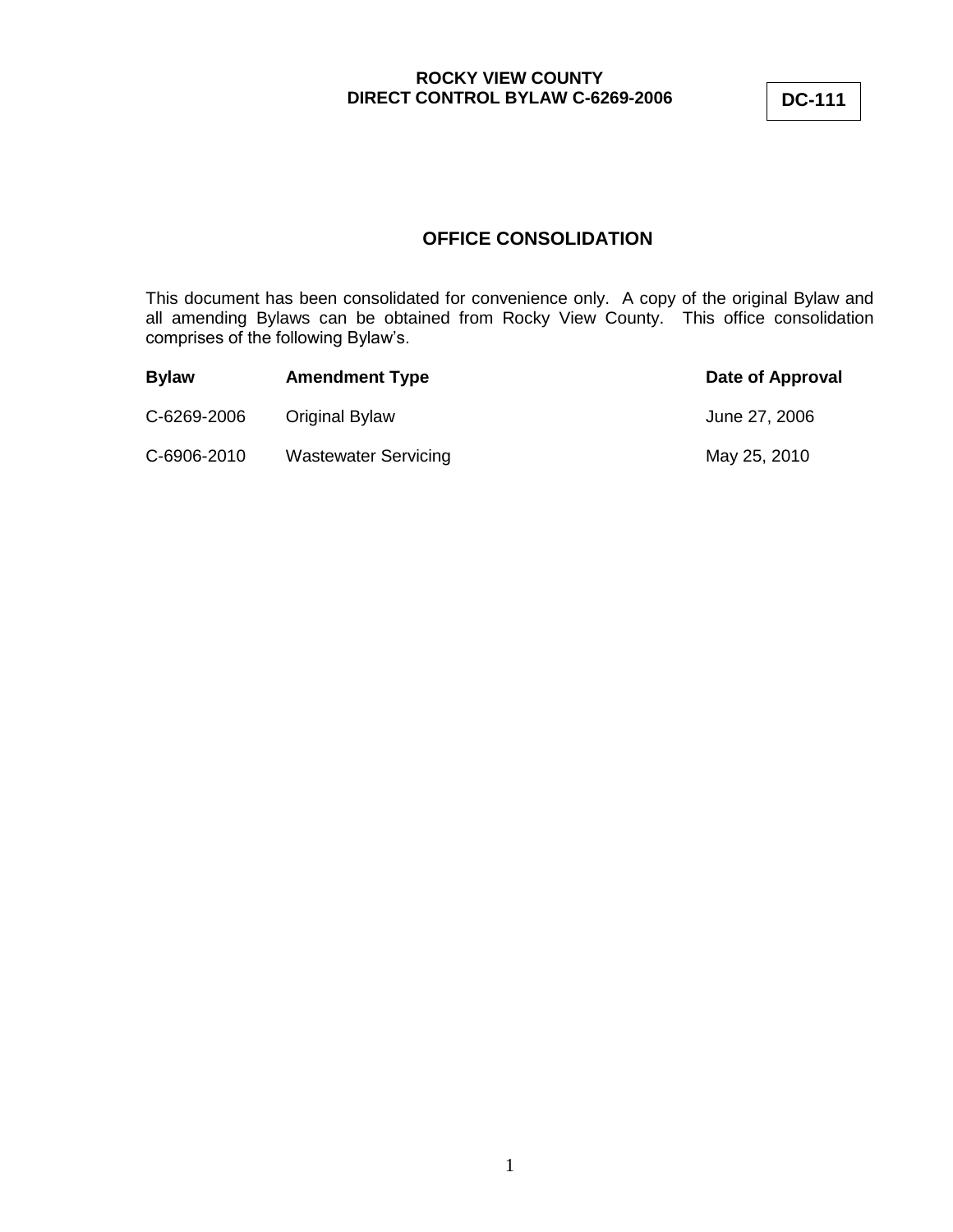**ROCKY VIEW COUNTY**
**DIRECT CONTROL BYLAW C-6269-2006**

**DC-111**

## OFFICE CONSOLIDATION

This document has been consolidated for convenience only. A copy of the original Bylaw and all amending Bylaws can be obtained from Rocky View County. This office consolidation comprises of the following Bylaw's.

| Bylaw | Amendment Type | Date of Approval |
| --- | --- | --- |
| C-6269-2006 | Original Bylaw | June 27, 2006 |
| C-6906-2010 | Wastewater Servicing | May 25, 2010 |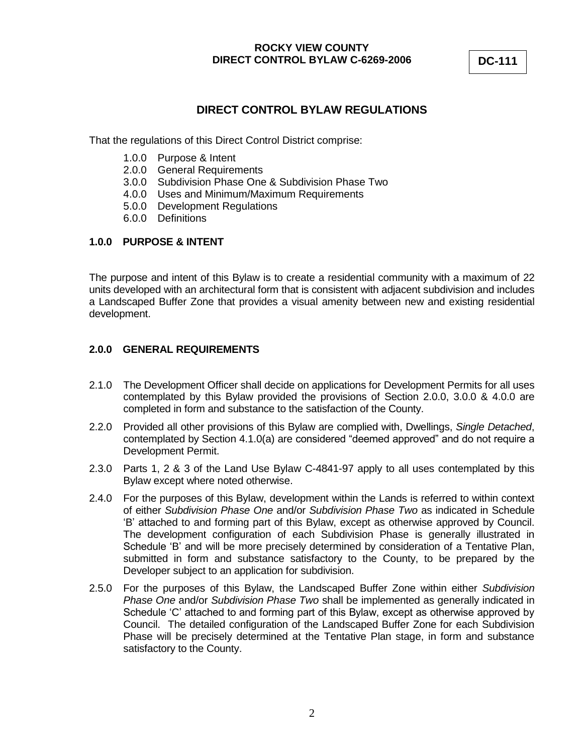**ROCKY VIEW COUNTY**
**DIRECT CONTROL BYLAW C-6269-2006**

**DC-111**

## DIRECT CONTROL BYLAW REGULATIONS

That the regulations of this Direct Control District comprise:

- 1.0.0 Purpose & Intent
- 2.0.0 General Requirements
- 3.0.0 Subdivision Phase One & Subdivision Phase Two
- 4.0.0 Uses and Minimum/Maximum Requirements
- 5.0.0 Development Regulations
- 6.0.0 Definitions

### 1.0.0 PURPOSE & INTENT

The purpose and intent of this Bylaw is to create a residential community with a maximum of 22 units developed with an architectural form that is consistent with adjacent subdivision and includes a Landscaped Buffer Zone that provides a visual amenity between new and existing residential development.

### 2.0.0 GENERAL REQUIREMENTS

2.1.0 The Development Officer shall decide on applications for Development Permits for all uses contemplated by this Bylaw provided the provisions of Section 2.0.0, 3.0.0 & 4.0.0 are completed in form and substance to the satisfaction of the County.

2.2.0 Provided all other provisions of this Bylaw are complied with, Dwellings, *Single Detached*, contemplated by Section 4.1.0(a) are considered "deemed approved" and do not require a Development Permit.

2.3.0 Parts 1, 2 & 3 of the Land Use Bylaw C-4841-97 apply to all uses contemplated by this Bylaw except where noted otherwise.

2.4.0 For the purposes of this Bylaw, development within the Lands is referred to within context of either *Subdivision Phase One* and/or *Subdivision Phase Two* as indicated in Schedule 'B' attached to and forming part of this Bylaw, except as otherwise approved by Council. The development configuration of each Subdivision Phase is generally illustrated in Schedule 'B' and will be more precisely determined by consideration of a Tentative Plan, submitted in form and substance satisfactory to the County, to be prepared by the Developer subject to an application for subdivision.

2.5.0 For the purposes of this Bylaw, the Landscaped Buffer Zone within either *Subdivision Phase One* and/or *Subdivision Phase Two* shall be implemented as generally indicated in Schedule 'C' attached to and forming part of this Bylaw, except as otherwise approved by Council. The detailed configuration of the Landscaped Buffer Zone for each Subdivision Phase will be precisely determined at the Tentative Plan stage, in form and substance satisfactory to the County.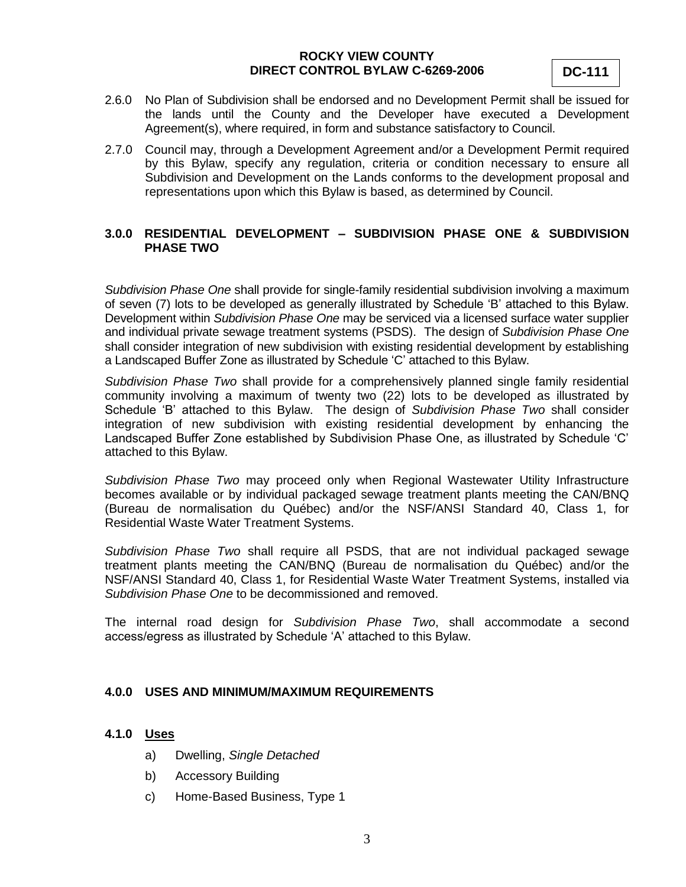2.6.0 No Plan of Subdivision shall be endorsed and no Development Permit shall be issued for the lands until the County and the Developer have executed a Development Agreement(s), where required, in form and substance satisfactory to Council.

2.7.0 Council may, through a Development Agreement and/or a Development Permit required by this Bylaw, specify any regulation, criteria or condition necessary to ensure all Subdivision and Development on the Lands conforms to the development proposal and representations upon which this Bylaw is based, as determined by Council.

## 3.0.0 RESIDENTIAL DEVELOPMENT – SUBDIVISION PHASE ONE & SUBDIVISION PHASE TWO

*Subdivision Phase One* shall provide for single-family residential subdivision involving a maximum of seven (7) lots to be developed as generally illustrated by Schedule 'B' attached to this Bylaw. Development within *Subdivision Phase One* may be serviced via a licensed surface water supplier and individual private sewage treatment systems (PSDS). The design of *Subdivision Phase One* shall consider integration of new subdivision with existing residential development by establishing a Landscaped Buffer Zone as illustrated by Schedule 'C' attached to this Bylaw.

*Subdivision Phase Two* shall provide for a comprehensively planned single family residential community involving a maximum of twenty two (22) lots to be developed as illustrated by Schedule 'B' attached to this Bylaw. The design of *Subdivision Phase Two* shall consider integration of new subdivision with existing residential development by enhancing the Landscaped Buffer Zone established by Subdivision Phase One, as illustrated by Schedule 'C' attached to this Bylaw.

*Subdivision Phase Two* may proceed only when Regional Wastewater Utility Infrastructure becomes available or by individual packaged sewage treatment plants meeting the CAN/BNQ (Bureau de normalisation du Québec) and/or the NSF/ANSI Standard 40, Class 1, for Residential Waste Water Treatment Systems.

*Subdivision Phase Two* shall require all PSDS, that are not individual packaged sewage treatment plants meeting the CAN/BNQ (Bureau de normalisation du Québec) and/or the NSF/ANSI Standard 40, Class 1, for Residential Waste Water Treatment Systems, installed via *Subdivision Phase One* to be decommissioned and removed.

The internal road design for *Subdivision Phase Two*, shall accommodate a second access/egress as illustrated by Schedule 'A' attached to this Bylaw.

## 4.0.0 USES AND MINIMUM/MAXIMUM REQUIREMENTS

### 4.1.0 Uses

a) Dwelling, *Single Detached*

b) Accessory Building

c) Home-Based Business, Type 1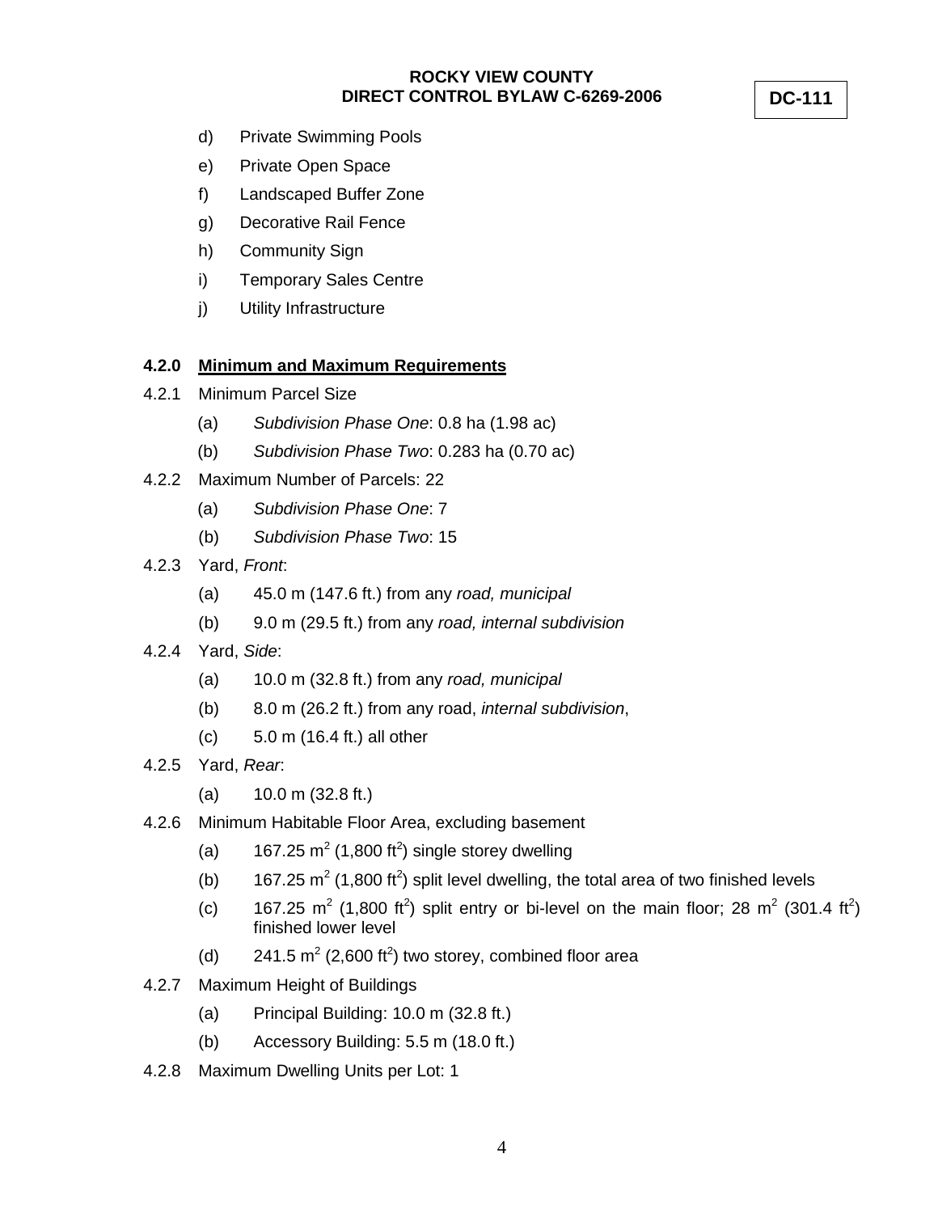d) Private Swimming Pools

e) Private Open Space

f) Landscaped Buffer Zone

g) Decorative Rail Fence

h) Community Sign

i) Temporary Sales Centre

j) Utility Infrastructure

**4.2.0 <u>Minimum and Maximum Requirements</u>**

4.2.1 Minimum Parcel Size

(a) *Subdivision Phase One*: 0.8 ha (1.98 ac)

(b) *Subdivision Phase Two*: 0.283 ha (0.70 ac)

4.2.2 Maximum Number of Parcels: 22

(a) *Subdivision Phase One*: 7

(b) *Subdivision Phase Two*: 15

4.2.3 Yard, *Front*:

(a) 45.0 m (147.6 ft.) from any *road, municipal*

(b) 9.0 m (29.5 ft.) from any *road, internal subdivision*

4.2.4 Yard, *Side*:

(a) 10.0 m (32.8 ft.) from any *road, municipal*

(b) 8.0 m (26.2 ft.) from any road, *internal subdivision*,

(c) 5.0 m (16.4 ft.) all other

4.2.5 Yard, *Rear*:

(a) 10.0 m (32.8 ft.)

4.2.6 Minimum Habitable Floor Area, excluding basement

(a) 167.25 $m^2$ (1,800 $ft^2$) single storey dwelling

(b) 167.25 $m^2$ (1,800 $ft^2$) split level dwelling, the total area of two finished levels

(c) 167.25 $m^2$ (1,800 $ft^2$) split entry or bi-level on the main floor; 28 $m^2$ (301.4 $ft^2$) finished lower level

(d) 241.5 $m^2$ (2,600 $ft^2$) two storey, combined floor area

4.2.7 Maximum Height of Buildings

(a) Principal Building: 10.0 m (32.8 ft.)

(b) Accessory Building: 5.5 m (18.0 ft.)

4.2.8 Maximum Dwelling Units per Lot: 1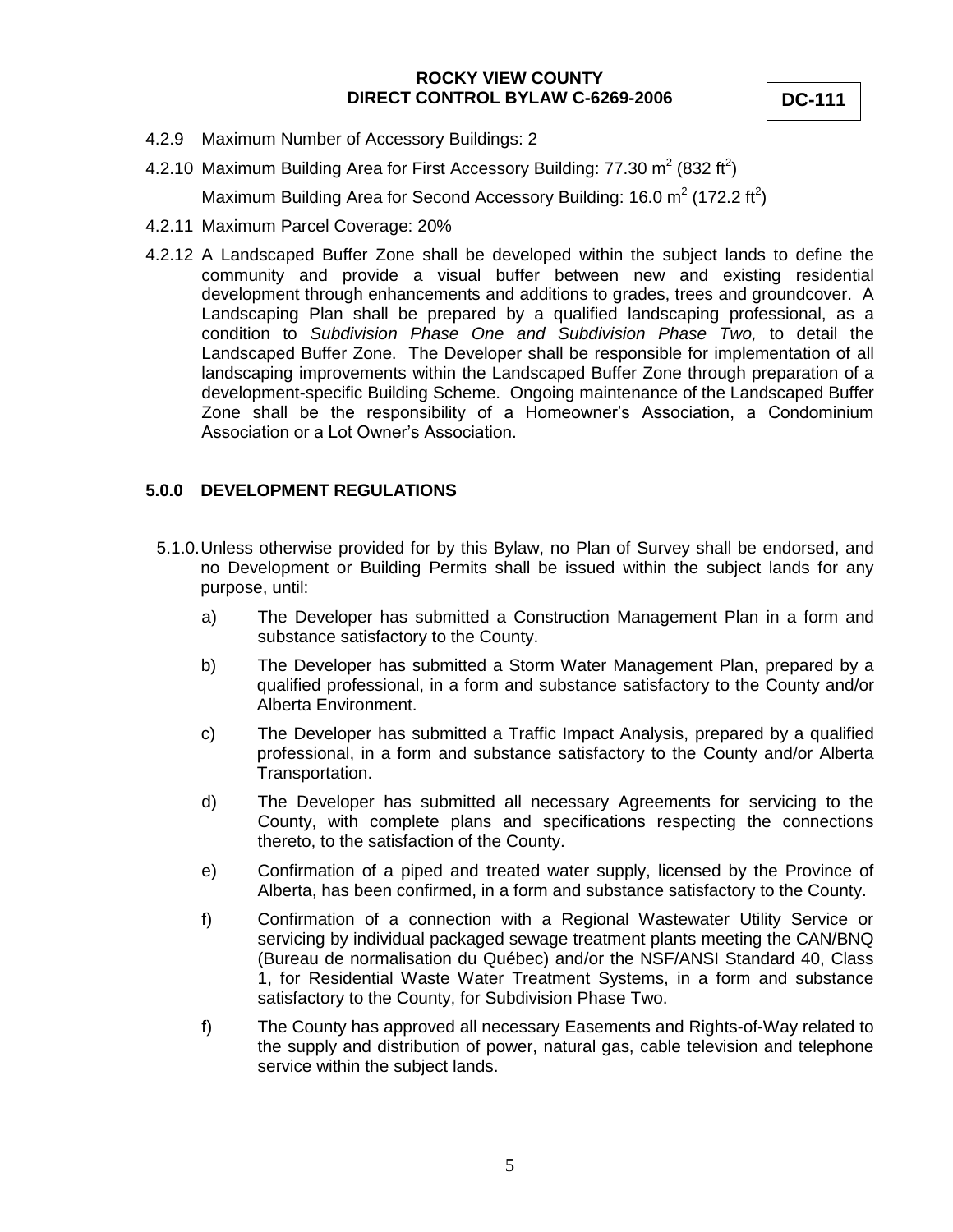4.2.9 Maximum Number of Accessory Buildings: 2

4.2.10 Maximum Building Area for First Accessory Building: 77.30 $m^2$ (832 $ft^2$)

Maximum Building Area for Second Accessory Building: 16.0 $m^2$ (172.2 $ft^2$)

4.2.11 Maximum Parcel Coverage: 20%

4.2.12 A Landscaped Buffer Zone shall be developed within the subject lands to define the community and provide a visual buffer between new and existing residential development through enhancements and additions to grades, trees and groundcover. A Landscaping Plan shall be prepared by a qualified landscaping professional, as a condition to *Subdivision Phase One and Subdivision Phase Two,* to detail the Landscaped Buffer Zone. The Developer shall be responsible for implementation of all landscaping improvements within the Landscaped Buffer Zone through preparation of a development-specific Building Scheme. Ongoing maintenance of the Landscaped Buffer Zone shall be the responsibility of a Homeowner's Association, a Condominium Association or a Lot Owner's Association.

## 5.0.0 DEVELOPMENT REGULATIONS

5.1.0. Unless otherwise provided for by this Bylaw, no Plan of Survey shall be endorsed, and no Development or Building Permits shall be issued within the subject lands for any purpose, until:

a) The Developer has submitted a Construction Management Plan in a form and substance satisfactory to the County.

b) The Developer has submitted a Storm Water Management Plan, prepared by a qualified professional, in a form and substance satisfactory to the County and/or Alberta Environment.

c) The Developer has submitted a Traffic Impact Analysis, prepared by a qualified professional, in a form and substance satisfactory to the County and/or Alberta Transportation.

d) The Developer has submitted all necessary Agreements for servicing to the County, with complete plans and specifications respecting the connections thereto, to the satisfaction of the County.

e) Confirmation of a piped and treated water supply, licensed by the Province of Alberta, has been confirmed, in a form and substance satisfactory to the County.

f) Confirmation of a connection with a Regional Wastewater Utility Service or servicing by individual packaged sewage treatment plants meeting the CAN/BNQ (Bureau de normalisation du Québec) and/or the NSF/ANSI Standard 40, Class 1, for Residential Waste Water Treatment Systems, in a form and substance satisfactory to the County, for Subdivision Phase Two.

f) The County has approved all necessary Easements and Rights-of-Way related to the supply and distribution of power, natural gas, cable television and telephone service within the subject lands.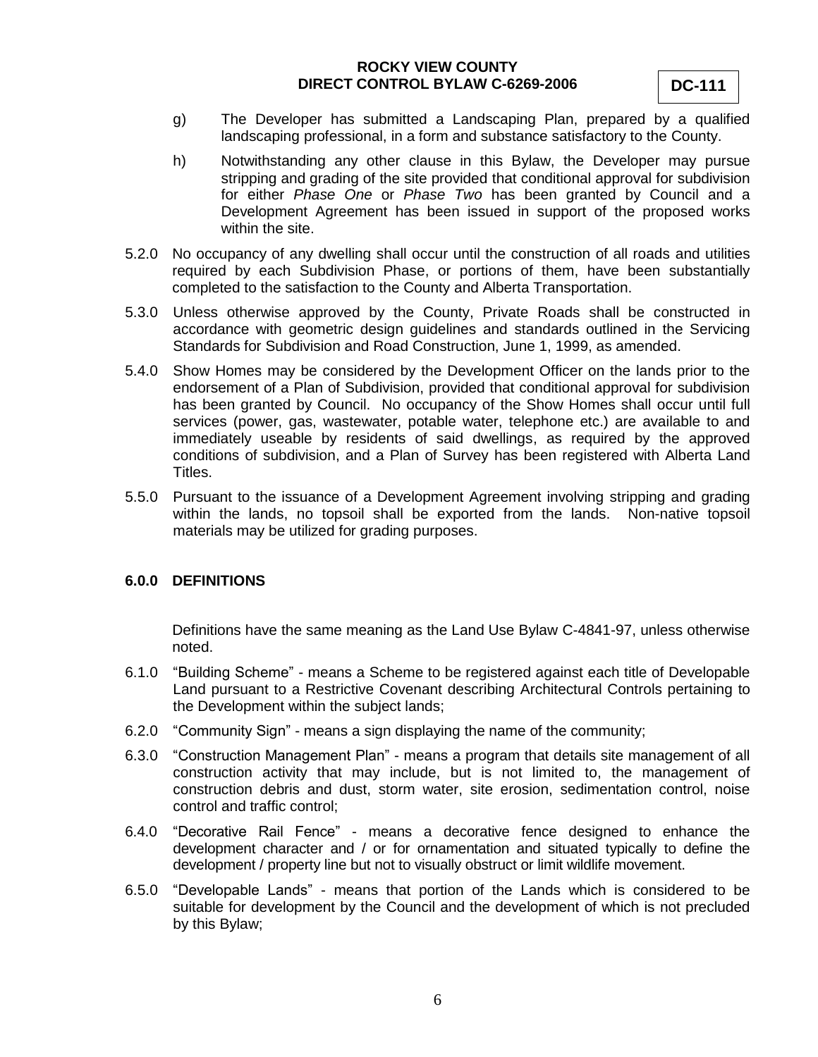g) The Developer has submitted a Landscaping Plan, prepared by a qualified landscaping professional, in a form and substance satisfactory to the County.

h) Notwithstanding any other clause in this Bylaw, the Developer may pursue stripping and grading of the site provided that conditional approval for subdivision for either *Phase One* or *Phase Two* has been granted by Council and a Development Agreement has been issued in support of the proposed works within the site.

5.2.0 No occupancy of any dwelling shall occur until the construction of all roads and utilities required by each Subdivision Phase, or portions of them, have been substantially completed to the satisfaction to the County and Alberta Transportation.

5.3.0 Unless otherwise approved by the County, Private Roads shall be constructed in accordance with geometric design guidelines and standards outlined in the Servicing Standards for Subdivision and Road Construction, June 1, 1999, as amended.

5.4.0 Show Homes may be considered by the Development Officer on the lands prior to the endorsement of a Plan of Subdivision, provided that conditional approval for subdivision has been granted by Council. No occupancy of the Show Homes shall occur until full services (power, gas, wastewater, potable water, telephone etc.) are available to and immediately useable by residents of said dwellings, as required by the approved conditions of subdivision, and a Plan of Survey has been registered with Alberta Land Titles.

5.5.0 Pursuant to the issuance of a Development Agreement involving stripping and grading within the lands, no topsoil shall be exported from the lands. Non-native topsoil materials may be utilized for grading purposes.

## 6.0.0 DEFINITIONS

Definitions have the same meaning as the Land Use Bylaw C-4841-97, unless otherwise noted.

6.1.0 "Building Scheme" - means a Scheme to be registered against each title of Developable Land pursuant to a Restrictive Covenant describing Architectural Controls pertaining to the Development within the subject lands;

6.2.0 "Community Sign" - means a sign displaying the name of the community;

6.3.0 "Construction Management Plan" - means a program that details site management of all construction activity that may include, but is not limited to, the management of construction debris and dust, storm water, site erosion, sedimentation control, noise control and traffic control;

6.4.0 "Decorative Rail Fence" - means a decorative fence designed to enhance the development character and / or for ornamentation and situated typically to define the development / property line but not to visually obstruct or limit wildlife movement.

6.5.0 "Developable Lands" - means that portion of the Lands which is considered to be suitable for development by the Council and the development of which is not precluded by this Bylaw;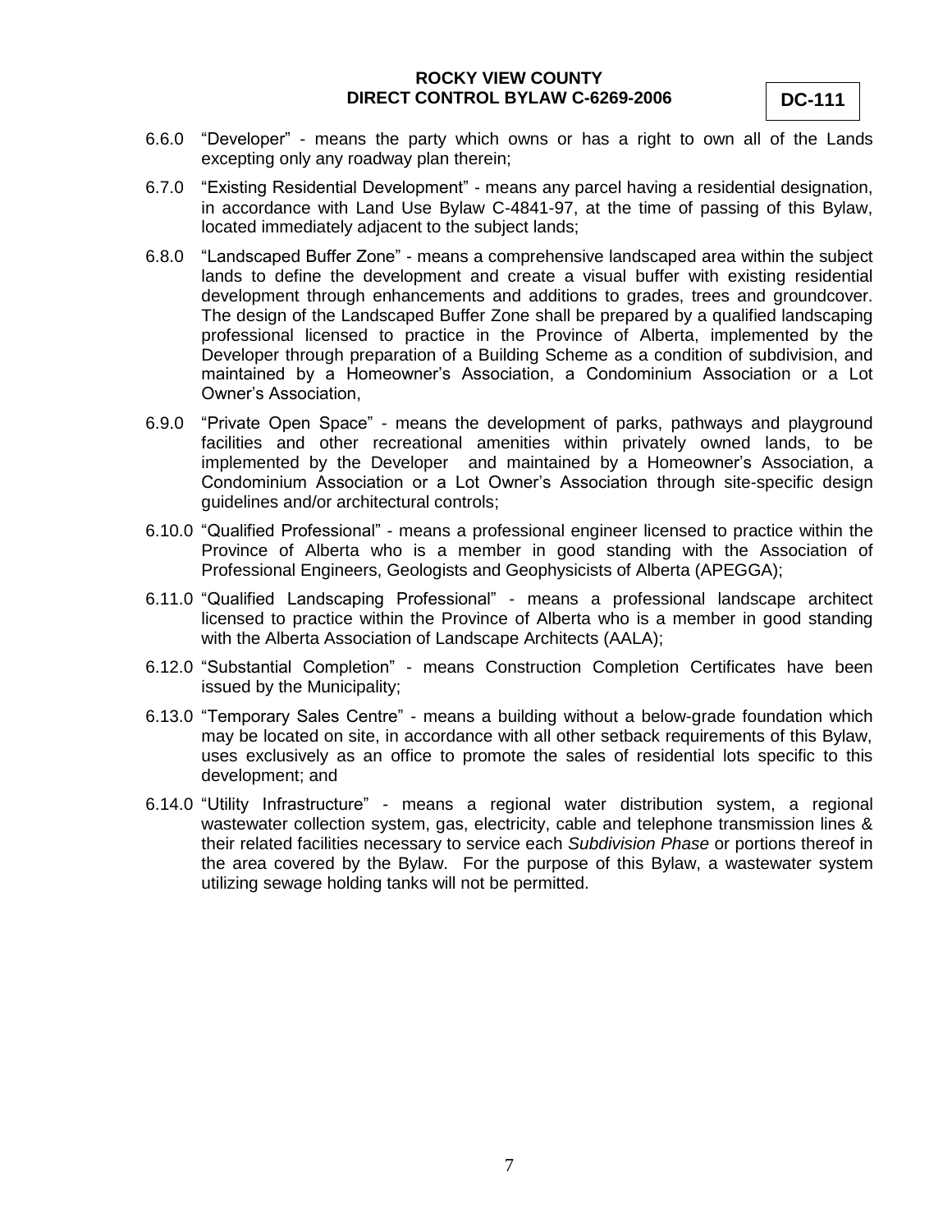6.6.0 “Developer” - means the party which owns or has a right to own all of the Lands excepting only any roadway plan therein;

6.7.0 “Existing Residential Development” - means any parcel having a residential designation, in accordance with Land Use Bylaw C-4841-97, at the time of passing of this Bylaw, located immediately adjacent to the subject lands;

6.8.0 “Landscaped Buffer Zone” - means a comprehensive landscaped area within the subject lands to define the development and create a visual buffer with existing residential development through enhancements and additions to grades, trees and groundcover. The design of the Landscaped Buffer Zone shall be prepared by a qualified landscaping professional licensed to practice in the Province of Alberta, implemented by the Developer through preparation of a Building Scheme as a condition of subdivision, and maintained by a Homeowner’s Association, a Condominium Association or a Lot Owner’s Association,

6.9.0 “Private Open Space” - means the development of parks, pathways and playground facilities and other recreational amenities within privately owned lands, to be implemented by the Developer and maintained by a Homeowner’s Association, a Condominium Association or a Lot Owner’s Association through site-specific design guidelines and/or architectural controls;

6.10.0 “Qualified Professional” - means a professional engineer licensed to practice within the Province of Alberta who is a member in good standing with the Association of Professional Engineers, Geologists and Geophysicists of Alberta (APEGGA);

6.11.0 “Qualified Landscaping Professional” - means a professional landscape architect licensed to practice within the Province of Alberta who is a member in good standing with the Alberta Association of Landscape Architects (AALA);

6.12.0 “Substantial Completion” - means Construction Completion Certificates have been issued by the Municipality;

6.13.0 “Temporary Sales Centre” - means a building without a below-grade foundation which may be located on site, in accordance with all other setback requirements of this Bylaw, uses exclusively as an office to promote the sales of residential lots specific to this development; and

6.14.0 “Utility Infrastructure” - means a regional water distribution system, a regional wastewater collection system, gas, electricity, cable and telephone transmission lines & their related facilities necessary to service each *Subdivision Phase* or portions thereof in the area covered by the Bylaw. For the purpose of this Bylaw, a wastewater system utilizing sewage holding tanks will not be permitted.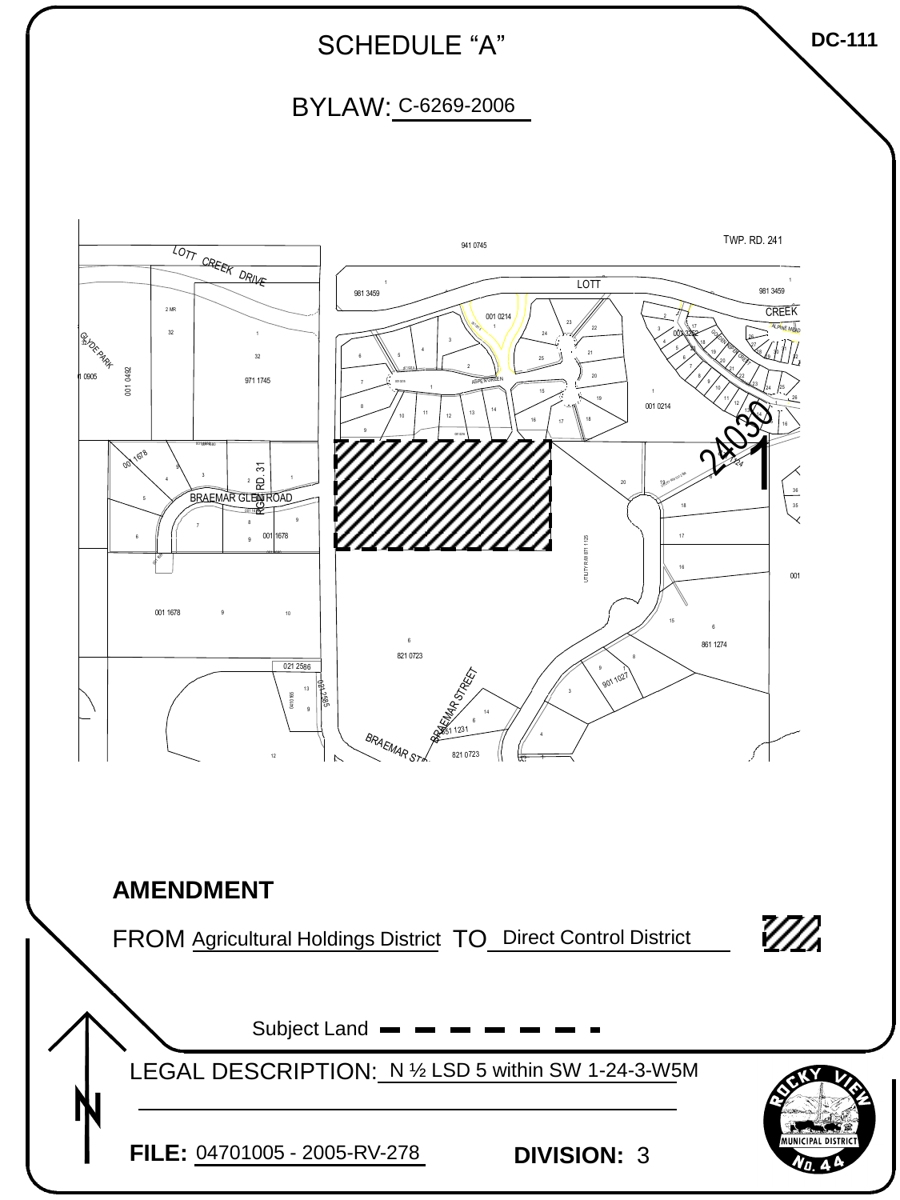DC-111

# SCHEDULE "A"

## BYLAW: C-6269-2006

## AMENDMENT

FROM Agricultural Holdings District TO Direct Control District

Subject Land

LEGAL DESCRIPTION: N ½ LSD 5 within SW 1-24-3-W5M

**FILE:** 04701005 - 2005-RV-278 **DIVISION:** 3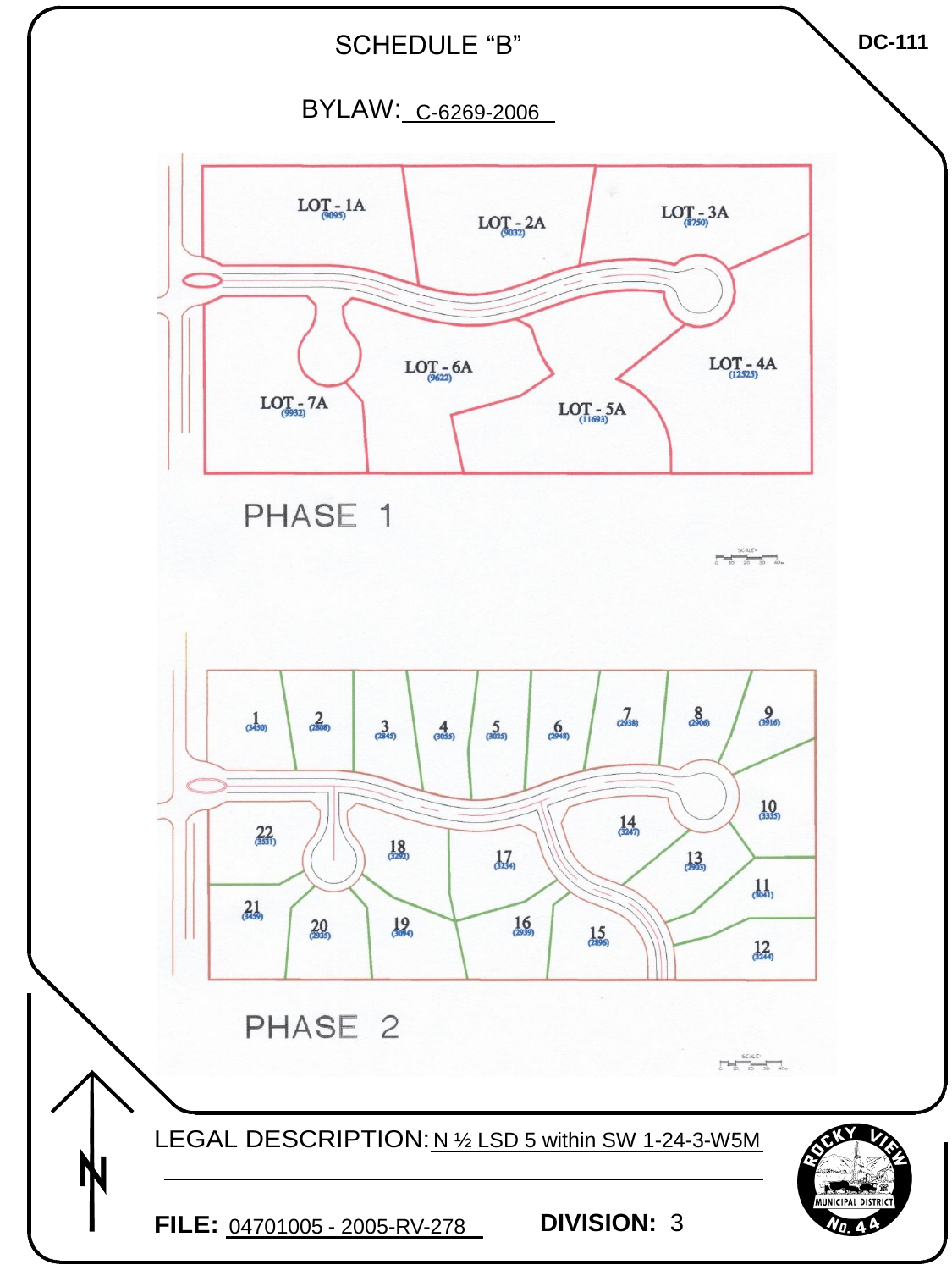# SCHEDULE "B"

DC-111

BYLAW: C-6269-2006

LOT - 1A (9095)

LOT - 2A (9032)

LOT - 3A (8750)

LOT - 6A (9622)

LOT - 4A (12525)

LOT - 7A (9932)

LOT - 5A (11693)

PHASE 1

1 (3450)

2 (2808)

3 (2845)

4 (3055)

5 (3025)

6 (2948)

7 (2938)

8 (2906)

9 (3916)

10 (3335)

22 (3331)

14 (3247)

18 (3292)

17 (3234)

13 (2903)

11 (3041)

21 (3459)

20 (2935)

19 (3094)

16 (2939)

15 (2896)

12 (3244)

PHASE 2

LEGAL DESCRIPTION: N ½ LSD 5 within SW 1-24-3-W5M

**FILE:** 04701005 - 2005-RV-278

**DIVISION:** 3

ROCKY VIEW MUNICIPAL DISTRICT No. 44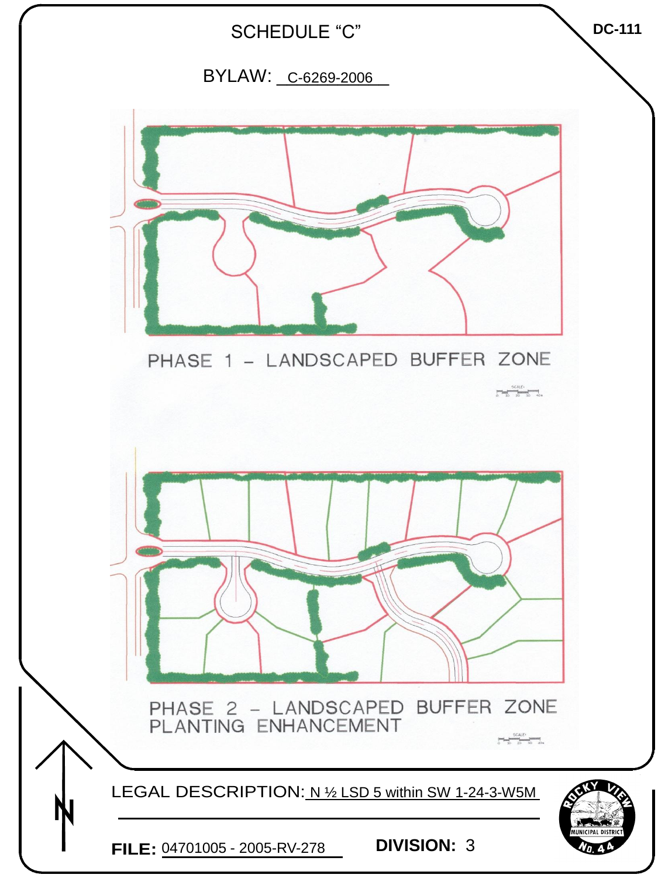DC-111

# SCHEDULE “C”

BYLAW: C-6269-2006

PHASE 1 – LANDSCAPED BUFFER ZONE

SCALE:

0 10 20 30 40m

PHASE 2 – LANDSCAPED BUFFER ZONE PLANTING ENHANCEMENT

SCALE:

0 10 20 30 40m

N

LEGAL DESCRIPTION: N ½ LSD 5 within SW 1-24-3-W5M

**FILE:** 04701005 - 2005-RV-278 **DIVISION:** 3

ROCKY VIEW MUNICIPAL DISTRICT No. 44